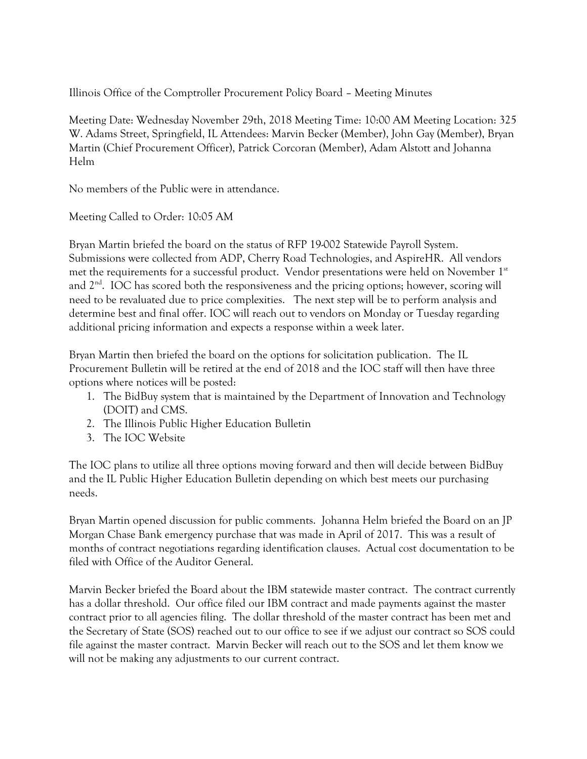Illinois Office of the Comptroller Procurement Policy Board – Meeting Minutes

Meeting Date: Wednesday November 29th, 2018 Meeting Time: 10:00 AM Meeting Location: 325 W. Adams Street, Springfield, IL Attendees: Marvin Becker (Member), John Gay (Member), Bryan Martin (Chief Procurement Officer), Patrick Corcoran (Member), Adam Alstott and Johanna Helm

No members of the Public were in attendance.

Meeting Called to Order: 10:05 AM

Bryan Martin briefed the board on the status of RFP 19-002 Statewide Payroll System. Submissions were collected from ADP, Cherry Road Technologies, and AspireHR. All vendors met the requirements for a successful product. Vendor presentations were held on November 1st and 2nd. IOC has scored both the responsiveness and the pricing options; however, scoring will need to be revaluated due to price complexities. The next step will be to perform analysis and determine best and final offer. IOC will reach out to vendors on Monday or Tuesday regarding additional pricing information and expects a response within a week later.

Bryan Martin then briefed the board on the options for solicitation publication. The IL Procurement Bulletin will be retired at the end of 2018 and the IOC staff will then have three options where notices will be posted:

1. The BidBuy system that is maintained by the Department of Innovation and Technology (DOIT) and CMS.
2. The Illinois Public Higher Education Bulletin
3. The IOC Website

The IOC plans to utilize all three options moving forward and then will decide between BidBuy and the IL Public Higher Education Bulletin depending on which best meets our purchasing needs.

Bryan Martin opened discussion for public comments. Johanna Helm briefed the Board on an JP Morgan Chase Bank emergency purchase that was made in April of 2017. This was a result of months of contract negotiations regarding identification clauses. Actual cost documentation to be filed with Office of the Auditor General.

Marvin Becker briefed the Board about the IBM statewide master contract. The contract currently has a dollar threshold. Our office filed our IBM contract and made payments against the master contract prior to all agencies filing. The dollar threshold of the master contract has been met and the Secretary of State (SOS) reached out to our office to see if we adjust our contract so SOS could file against the master contract. Marvin Becker will reach out to the SOS and let them know we will not be making any adjustments to our current contract.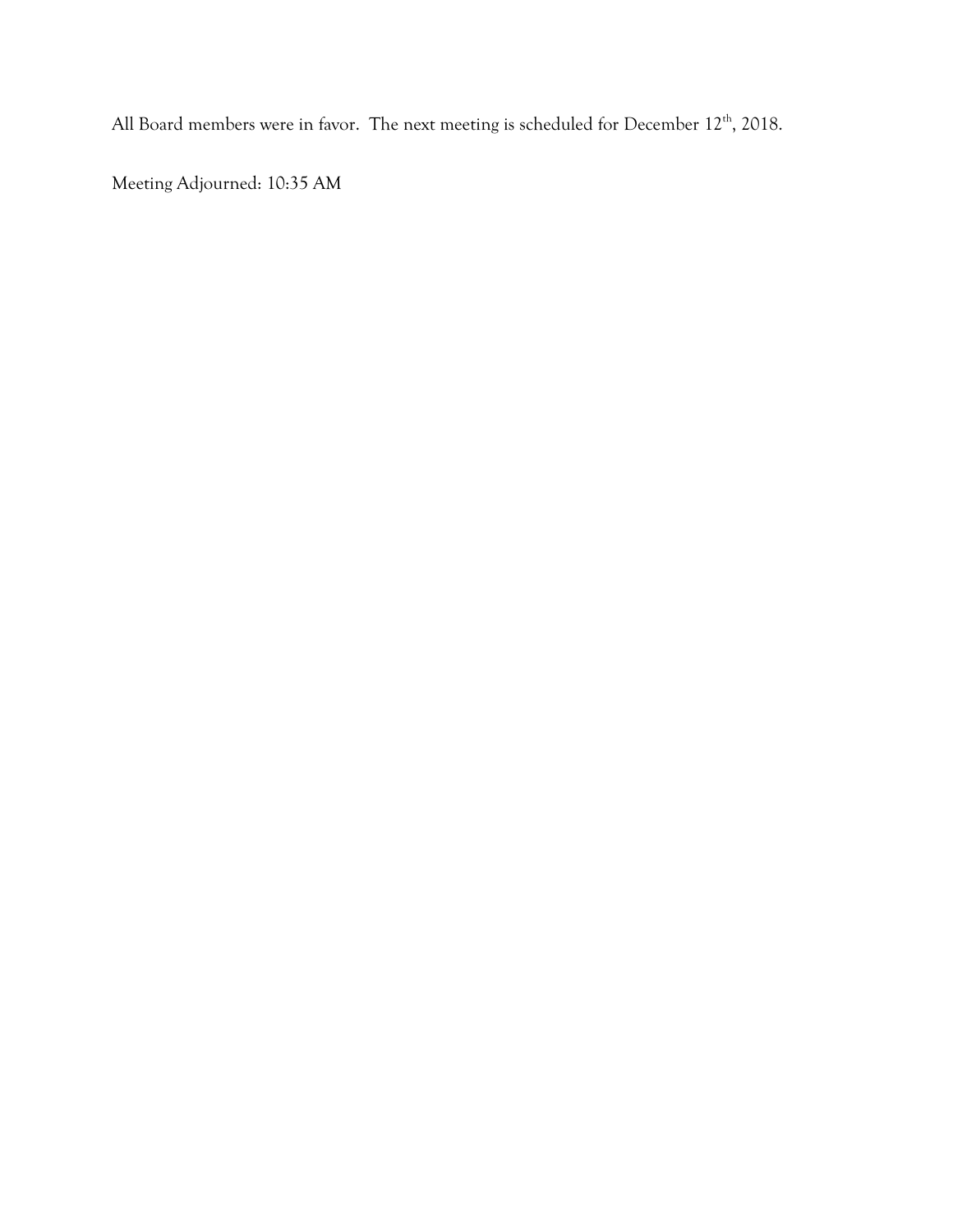All Board members were in favor. The next meeting is scheduled for December 12th, 2018.

Meeting Adjourned: 10:35 AM